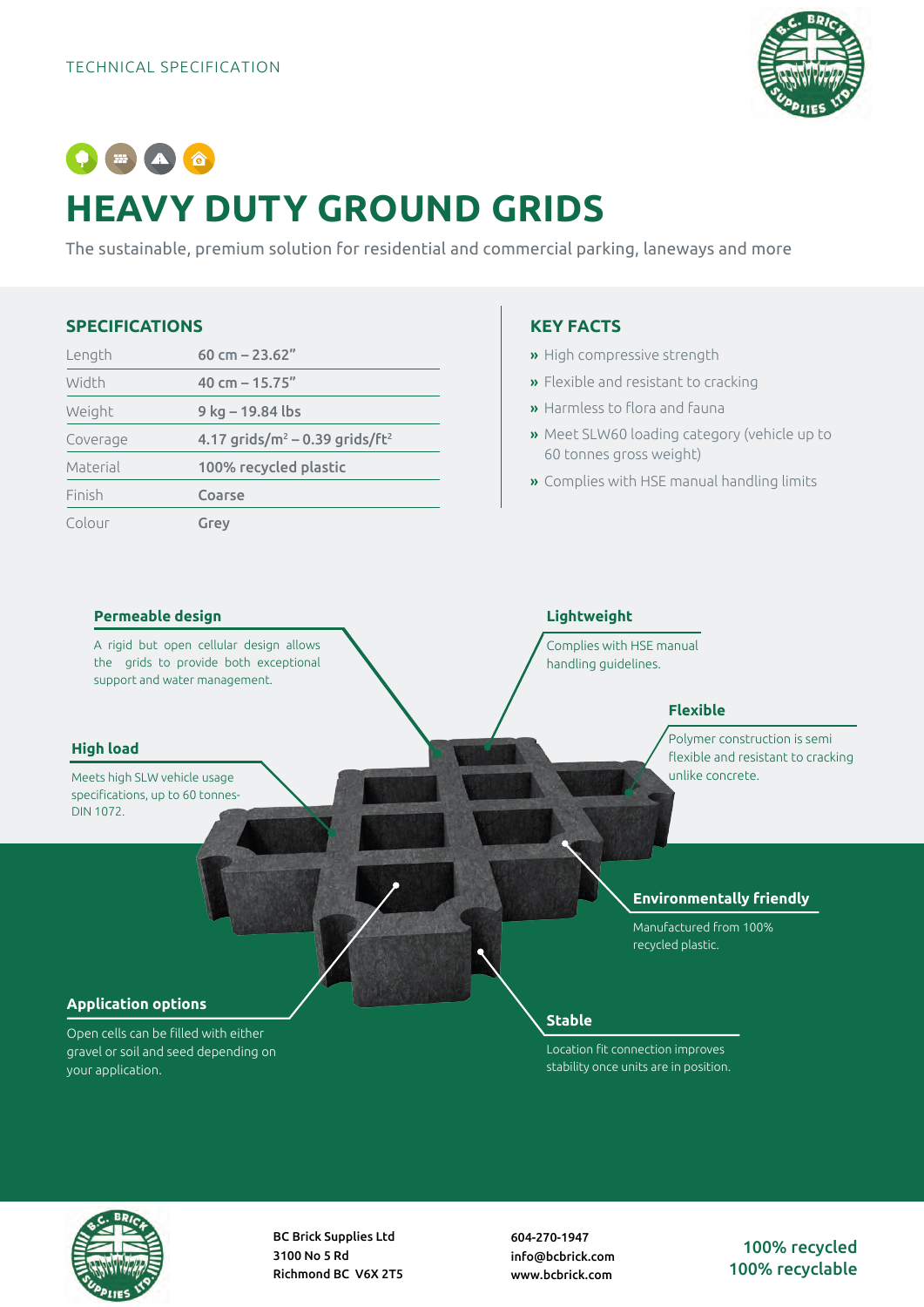TECHNICAL SPECIFICATION

# HEAVY DUTY GROUND GRIDS

The sustainable, premium solution for residential and commercial parking, laneways and more

## SPECIFICATIONS

| | |
|---|---|
| Length | **60 cm – 23.62"** |
| Width | **40 cm – 15.75"** |
| Weight | **9 kg – 19.84 lbs** |
| Coverage | **4.17 grids/m² – 0.39 grids/ft²** |
| Material | **100% recycled plastic** |
| Finish | **Coarse** |
| Colour | **Grey** |

## KEY FACTS

- High compressive strength
- Flexible and resistant to cracking
- Harmless to flora and fauna
- Meet SLW60 loading category (vehicle up to 60 tonnes gross weight)
- Complies with HSE manual handling limits

### Permeable design

A rigid but open cellular design allows the grids to provide both exceptional support and water management.

### Lightweight

Complies with HSE manual handling guidelines.

### Flexible

Polymer construction is semi flexible and resistant to cracking unlike concrete.

### High load

Meets high SLW vehicle usage specifications, up to 60 tonnes-DIN 1072.

### Environmentally friendly

Manufactured from 100% recycled plastic.

### Application options

Open cells can be filled with either gravel or soil and seed depending on your application.

### Stable

Location fit connection improves stability once units are in position.

BC Brick Supplies Ltd
3100 No 5 Rd
Richmond BC V6X 2T5

604-270-1947
info@bcbrick.com
www.bcbrick.com

**100% recycled**
**100% recyclable**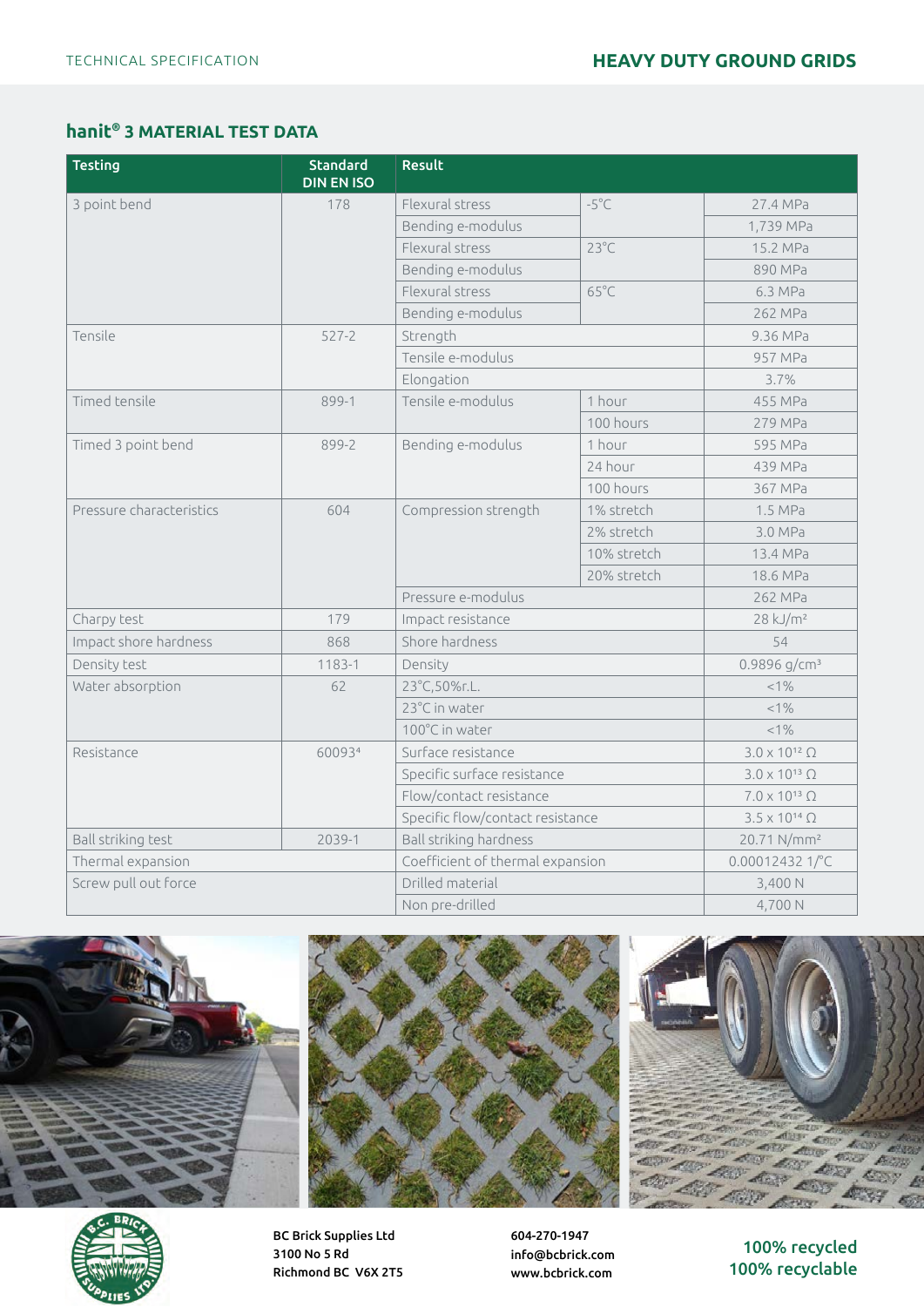## hanit® 3 MATERIAL TEST DATA

| Testing | Standard DIN EN ISO | Result | | |
|---|---|---|---|---|
| 3 point bend | 178 | Flexural stress | -5°C | 27.4 MPa |
| | | Bending e-modulus | | 1,739 MPa |
| | | Flexural stress | 23°C | 15.2 MPa |
| | | Bending e-modulus | | 890 MPa |
| | | Flexural stress | 65°C | 6.3 MPa |
| | | Bending e-modulus | | 262 MPa |
| Tensile | 527-2 | Strength | | 9.36 MPa |
| | | Tensile e-modulus | | 957 MPa |
| | | Elongation | | 3.7% |
| Timed tensile | 899-1 | Tensile e-modulus | 1 hour | 455 MPa |
| | | | 100 hours | 279 MPa |
| Timed 3 point bend | 899-2 | Bending e-modulus | 1 hour | 595 MPa |
| | | | 24 hour | 439 MPa |
| | | | 100 hours | 367 MPa |
| Pressure characteristics | 604 | Compression strength | 1% stretch | 1.5 MPa |
| | | | 2% stretch | 3.0 MPa |
| | | | 10% stretch | 13.4 MPa |
| | | | 20% stretch | 18.6 MPa |
| | | Pressure e-modulus | | 262 MPa |
| Charpy test | 179 | Impact resistance | | 28 kJ/m² |
| Impact shore hardness | 868 | Shore hardness | | 54 |
| Density test | 1183-1 | Density | | 0.9896 g/cm³ |
| Water absorption | 62 | 23°C,50%r.L. | | <1% |
| | | 23°C in water | | <1% |
| | | 100°C in water | | <1% |
| Resistance | 60093[4] | Surface resistance | | $3.0 \times 10^{12}$ Ω |
| | | Specific surface resistance | | $3.0 \times 10^{13}$ Ω |
| | | Flow/contact resistance | | $7.0 \times 10^{13}$ Ω |
| | | Specific flow/contact resistance | | $3.5 \times 10^{14}$ Ω |
| Ball striking test | 2039-1 | Ball striking hardness | | 20.71 N/mm² |
| Thermal expansion | | Coefficient of thermal expansion | | 0.00012432 1/°C |
| Screw pull out force | | Drilled material | | 3,400 N |
| | | Non pre-drilled | | 4,700 N |

BC Brick Supplies Ltd
3100 No 5 Rd
Richmond BC V6X 2T5

604-270-1947
info@bcbrick.com
www.bcbrick.com

**100% recycled**
**100% recyclable**